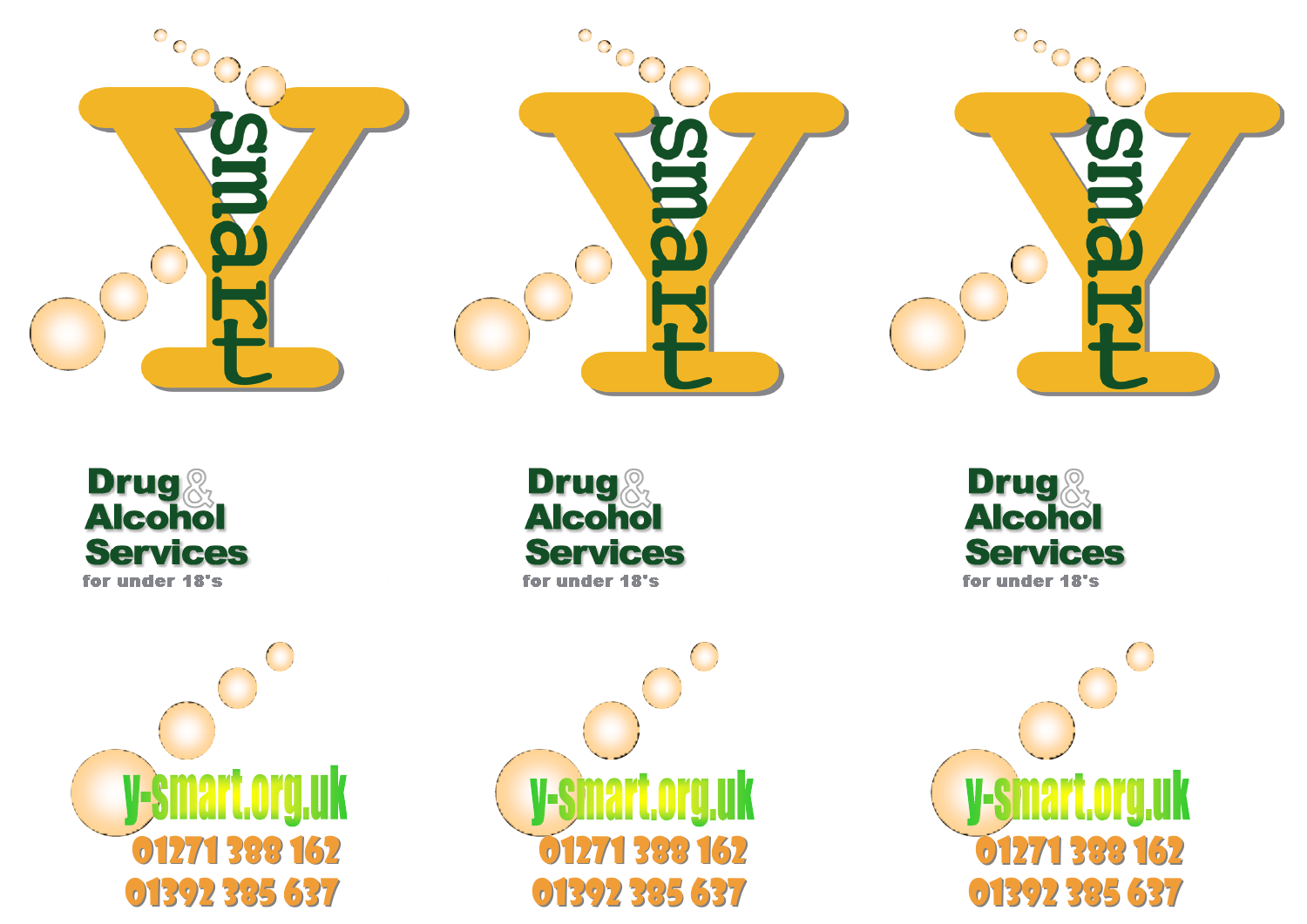smart

smart

smart

Drug & Alcohol Services
for under 18's

Drug & Alcohol Services
for under 18's

Drug & Alcohol Services
for under 18's

y-smart.org.uk
01271 388 162
01392 385 637

y-smart.org.uk
01271 388 162
01392 385 637

y-smart.org.uk
01271 388 162
01392 385 637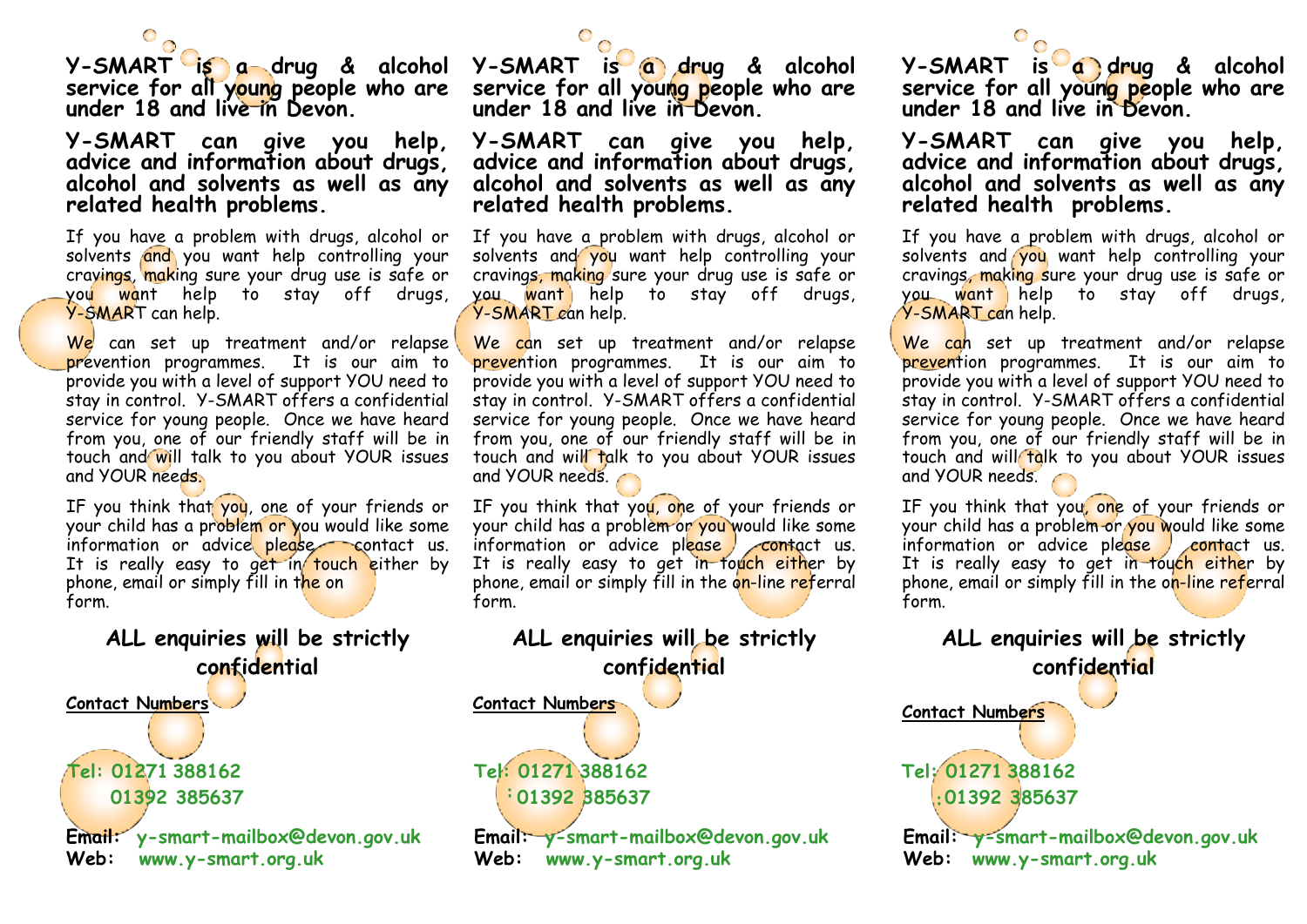**Y-SMART is a drug & alcohol service for all young people who are under 18 and live in Devon.**

**Y-SMART can give you help, advice and information about drugs, alcohol and solvents as well as any related health problems.**

If you have a problem with drugs, alcohol or solvents and you want help controlling your cravings, making sure your drug use is safe or you want help to stay off drugs, Y-SMART can help.

We can set up treatment and/or relapse prevention programmes. It is our aim to provide you with a level of support YOU need to stay in control. Y-SMART offers a confidential service for young people. Once we have heard from you, one of our friendly staff will be in touch and will talk to you about YOUR issues and YOUR needs.

IF you think that you, one of your friends or your child has a problem or you would like some information or advice please contact us. It is really easy to get in touch either by phone, email or simply fill in the on form.

**ALL enquiries will be strictly confidential**

**Contact Numbers**

**Tel: 01271 388162**
**01392 385637**

**Email: y-smart-mailbox@devon.gov.uk**
**Web: www.y-smart.org.uk**

**Y-SMART is a drug & alcohol service for all young people who are under 18 and live in Devon.**

**Y-SMART can give you help, advice and information about drugs, alcohol and solvents as well as any related health problems.**

If you have a problem with drugs, alcohol or solvents and you want help controlling your cravings, making sure your drug use is safe or you want help to stay off drugs, Y-SMART can help.

We can set up treatment and/or relapse prevention programmes. It is our aim to provide you with a level of support YOU need to stay in control. Y-SMART offers a confidential service for young people. Once we have heard from you, one of our friendly staff will be in touch and will talk to you about YOUR issues and YOUR needs.

IF you think that you, one of your friends or your child has a problem or you would like some information or advice please contact us. It is really easy to get in touch either by phone, email or simply fill in the on-line referral form.

**ALL enquiries will be strictly confidential**

**Contact Numbers**

**Tel: 01271 388162**
**:01392 385637**

**Email: y-smart-mailbox@devon.gov.uk**
**Web: www.y-smart.org.uk**

**Y-SMART is a drug & alcohol service for all young people who are under 18 and live in Devon.**

**Y-SMART can give you help, advice and information about drugs, alcohol and solvents as well as any related health problems.**

If you have a problem with drugs, alcohol or solvents and you want help controlling your cravings, making sure your drug use is safe or you want help to stay off drugs, Y-SMART can help.

We can set up treatment and/or relapse prevention programmes. It is our aim to provide you with a level of support YOU need to stay in control. Y-SMART offers a confidential service for young people. Once we have heard from you, one of our friendly staff will be in touch and will talk to you about YOUR issues and YOUR needs.

IF you think that you, one of your friends or your child has a problem or you would like some information or advice please contact us. It is really easy to get in touch either by phone, email or simply fill in the on-line referral form.

**ALL enquiries will be strictly confidential**

**Contact Numbers**

**Tel: 01271 388162**
**:01392 385637**

**Email: y-smart-mailbox@devon.gov.uk**
**Web: www.y-smart.org.uk**